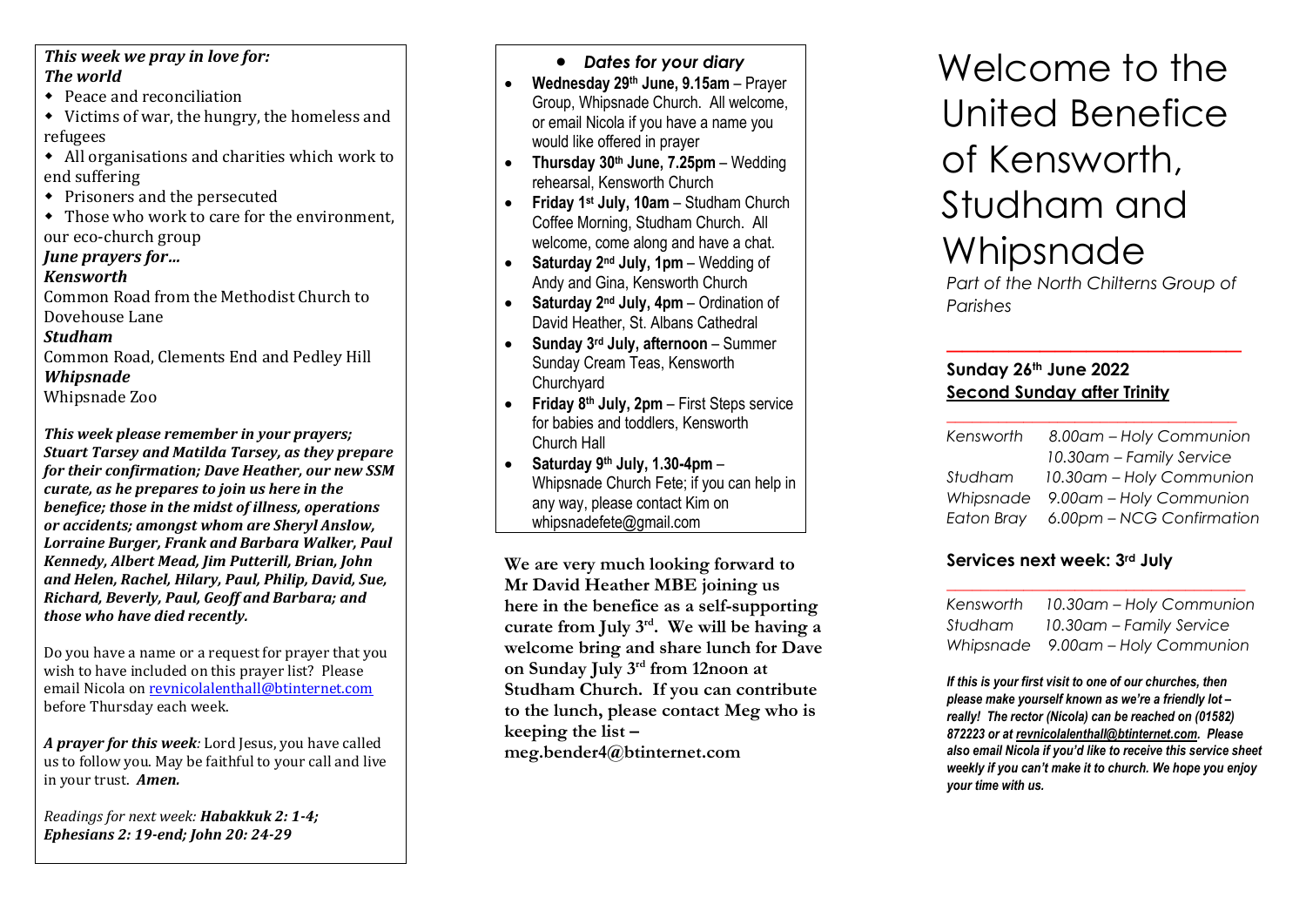***This week we pray in love for:***
***The world***

- Peace and reconciliation
- Victims of war, the hungry, the homeless and refugees
- All organisations and charities which work to end suffering
- Prisoners and the persecuted
- Those who work to care for the environment, our eco-church group

***June prayers for…***

***Kensworth***
Common Road from the Methodist Church to Dovehouse Lane

***Studham***
Common Road, Clements End and Pedley Hill

***Whipsnade***
Whipsnade Zoo

***This week please remember in your prayers; Stuart Tarsey and Matilda Tarsey, as they prepare for their confirmation; Dave Heather, our new SSM curate, as he prepares to join us here in the benefice; those in the midst of illness, operations or accidents; amongst whom are Sheryl Anslow, Lorraine Burger, Frank and Barbara Walker, Paul Kennedy, Albert Mead, Jim Putterill, Brian, John and Helen, Rachel, Hilary, Paul, Philip, David, Sue, Richard, Beverly, Paul, Geoff and Barbara; and those who have died recently.***

Do you have a name or a request for prayer that you wish to have included on this prayer list? Please email Nicola on revnicolalenthall@btinternet.com before Thursday each week.

***A prayer for this week**: Lord Jesus, you have called us to follow you. May be faithful to your call and live in your trust. **Amen.***

*Readings for next week: **Habakkuk 2: 1-4; Ephesians 2: 19-end; John 20: 24-29***

- ***Dates for your diary***
- **Wednesday 29th June, 9.15am** – Prayer Group, Whipsnade Church. All welcome, or email Nicola if you have a name you would like offered in prayer
- **Thursday 30th June, 7.25pm** – Wedding rehearsal, Kensworth Church
- **Friday 1st July, 10am** – Studham Church Coffee Morning, Studham Church. All welcome, come along and have a chat.
- **Saturday 2nd July, 1pm** – Wedding of Andy and Gina, Kensworth Church
- **Saturday 2nd July, 4pm** – Ordination of David Heather, St. Albans Cathedral
- **Sunday 3rd July, afternoon** – Summer Sunday Cream Teas, Kensworth Churchyard
- **Friday 8th July, 2pm** – First Steps service for babies and toddlers, Kensworth Church Hall
- **Saturday 9th July, 1.30-4pm** – Whipsnade Church Fete; if you can help in any way, please contact Kim on whipsnadefete@gmail.com

**We are very much looking forward to Mr David Heather MBE joining us here in the benefice as a self-supporting curate from July 3rd. We will be having a welcome bring and share lunch for Dave on Sunday July 3rd from 12noon at Studham Church. If you can contribute to the lunch, please contact Meg who is keeping the list – meg.bender4@btinternet.com**

# Welcome to the United Benefice of Kensworth, Studham and Whipsnade

*Part of the North Chilterns Group of Parishes*

## Sunday 26th June 2022
## Second Sunday after Trinity

| | |
|---|---|
| *Kensworth* | *8.00am – Holy Communion* |
| | *10.30am – Family Service* |
| *Studham* | *10.30am – Holy Communion* |
| *Whipsnade* | *9.00am – Holy Communion* |
| *Eaton Bray* | *6.00pm – NCG Confirmation* |

## Services next week: 3rd July

| | |
|---|---|
| *Kensworth* | *10.30am – Holy Communion* |
| *Studham* | *10.30am – Family Service* |
| *Whipsnade* | *9.00am – Holy Communion* |

***If this is your first visit to one of our churches, then please make yourself known as we're a friendly lot – really! The rector (Nicola) can be reached on (01582) 872223 or at revnicolalenthall@btinternet.com. Please also email Nicola if you'd like to receive this service sheet weekly if you can't make it to church. We hope you enjoy your time with us.***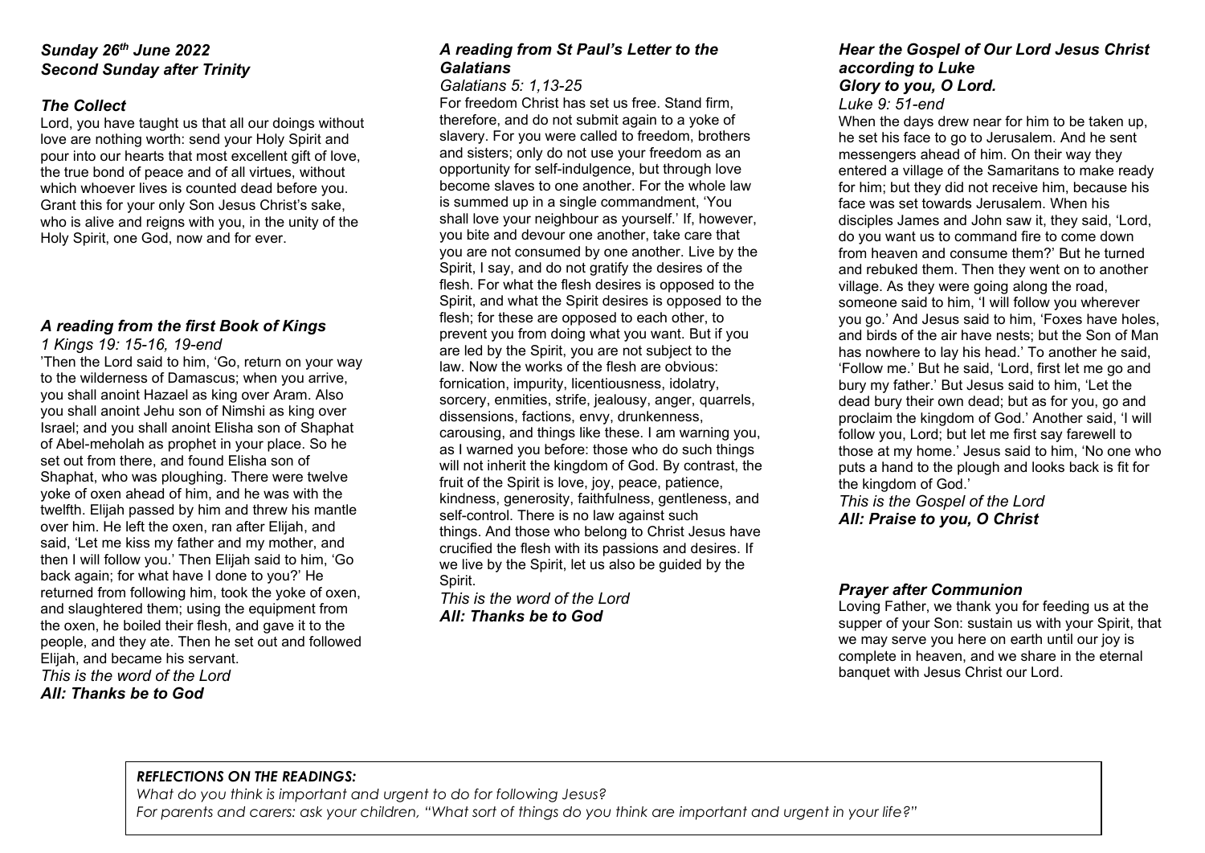***Sunday 26th June 2022***
***Second Sunday after Trinity***

### *The Collect*

Lord, you have taught us that all our doings without love are nothing worth: send your Holy Spirit and pour into our hearts that most excellent gift of love, the true bond of peace and of all virtues, without which whoever lives is counted dead before you. Grant this for your only Son Jesus Christ's sake, who is alive and reigns with you, in the unity of the Holy Spirit, one God, now and for ever.

### *A reading from the first Book of Kings*

*1 Kings 19: 15-16, 19-end*

'Then the Lord said to him, 'Go, return on your way to the wilderness of Damascus; when you arrive, you shall anoint Hazael as king over Aram. Also you shall anoint Jehu son of Nimshi as king over Israel; and you shall anoint Elisha son of Shaphat of Abel-meholah as prophet in your place. So he set out from there, and found Elisha son of Shaphat, who was ploughing. There were twelve yoke of oxen ahead of him, and he was with the twelfth. Elijah passed by him and threw his mantle over him. He left the oxen, ran after Elijah, and said, 'Let me kiss my father and my mother, and then I will follow you.' Then Elijah said to him, 'Go back again; for what have I done to you?' He returned from following him, took the yoke of oxen, and slaughtered them; using the equipment from the oxen, he boiled their flesh, and gave it to the people, and they ate. Then he set out and followed Elijah, and became his servant.

*This is the word of the Lord*
***All: Thanks be to God***

### *A reading from St Paul's Letter to the Galatians*

*Galatians 5: 1,13-25*

For freedom Christ has set us free. Stand firm, therefore, and do not submit again to a yoke of slavery. For you were called to freedom, brothers and sisters; only do not use your freedom as an opportunity for self-indulgence, but through love become slaves to one another. For the whole law is summed up in a single commandment, 'You shall love your neighbour as yourself.' If, however, you bite and devour one another, take care that you are not consumed by one another. Live by the Spirit, I say, and do not gratify the desires of the flesh. For what the flesh desires is opposed to the Spirit, and what the Spirit desires is opposed to the flesh; for these are opposed to each other, to prevent you from doing what you want. But if you are led by the Spirit, you are not subject to the law. Now the works of the flesh are obvious: fornication, impurity, licentiousness, idolatry, sorcery, enmities, strife, jealousy, anger, quarrels, dissensions, factions, envy, drunkenness, carousing, and things like these. I am warning you, as I warned you before: those who do such things will not inherit the kingdom of God. By contrast, the fruit of the Spirit is love, joy, peace, patience, kindness, generosity, faithfulness, gentleness, and self-control. There is no law against such things. And those who belong to Christ Jesus have crucified the flesh with its passions and desires. If we live by the Spirit, let us also be guided by the Spirit.

*This is the word of the Lord*
***All: Thanks be to God***

### *Hear the Gospel of Our Lord Jesus Christ according to Luke*
### *Glory to you, O Lord.*

*Luke 9: 51-end*

When the days drew near for him to be taken up, he set his face to go to Jerusalem. And he sent messengers ahead of him. On their way they entered a village of the Samaritans to make ready for him; but they did not receive him, because his face was set towards Jerusalem. When his disciples James and John saw it, they said, 'Lord, do you want us to command fire to come down from heaven and consume them?' But he turned and rebuked them. Then they went on to another village. As they were going along the road, someone said to him, 'I will follow you wherever you go.' And Jesus said to him, 'Foxes have holes, and birds of the air have nests; but the Son of Man has nowhere to lay his head.' To another he said, 'Follow me.' But he said, 'Lord, first let me go and bury my father.' But Jesus said to him, 'Let the dead bury their own dead; but as for you, go and proclaim the kingdom of God.' Another said, 'I will follow you, Lord; but let me first say farewell to those at my home.' Jesus said to him, 'No one who puts a hand to the plough and looks back is fit for the kingdom of God.'

*This is the Gospel of the Lord*
***All: Praise to you, O Christ***

### *Prayer after Communion*

Loving Father, we thank you for feeding us at the supper of your Son: sustain us with your Spirit, that we may serve you here on earth until our joy is complete in heaven, and we share in the eternal banquet with Jesus Christ our Lord.

***REFLECTIONS ON THE READINGS:***

*What do you think is important and urgent to do for following Jesus?*
*For parents and carers: ask your children, "What sort of things do you think are important and urgent in your life?"*